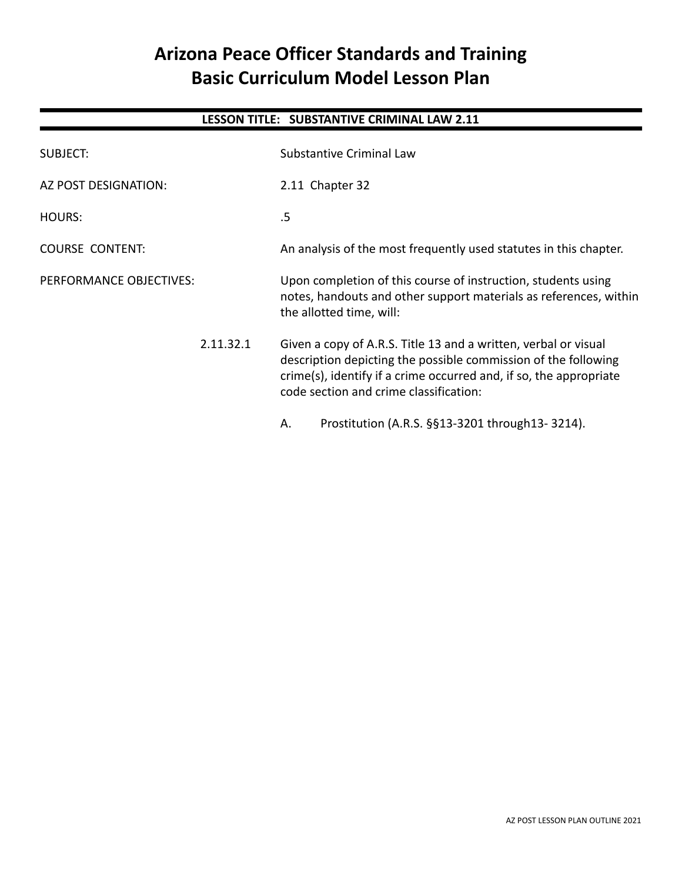# Arizona Peace Officer Standards and Training
# Basic Curriculum Model Lesson Plan

**LESSON TITLE: SUBSTANTIVE CRIMINAL LAW 2.11**

SUBJECT: Substantive Criminal Law

AZ POST DESIGNATION: 2.11 Chapter 32

HOURS: .5

COURSE CONTENT: An analysis of the most frequently used statutes in this chapter.

PERFORMANCE OBJECTIVES: Upon completion of this course of instruction, students using notes, handouts and other support materials as references, within the allotted time, will:

2.11.32.1 Given a copy of A.R.S. Title 13 and a written, verbal or visual description depicting the possible commission of the following crime(s), identify if a crime occurred and, if so, the appropriate code section and crime classification:

A. Prostitution (A.R.S. §§13-3201 through13- 3214).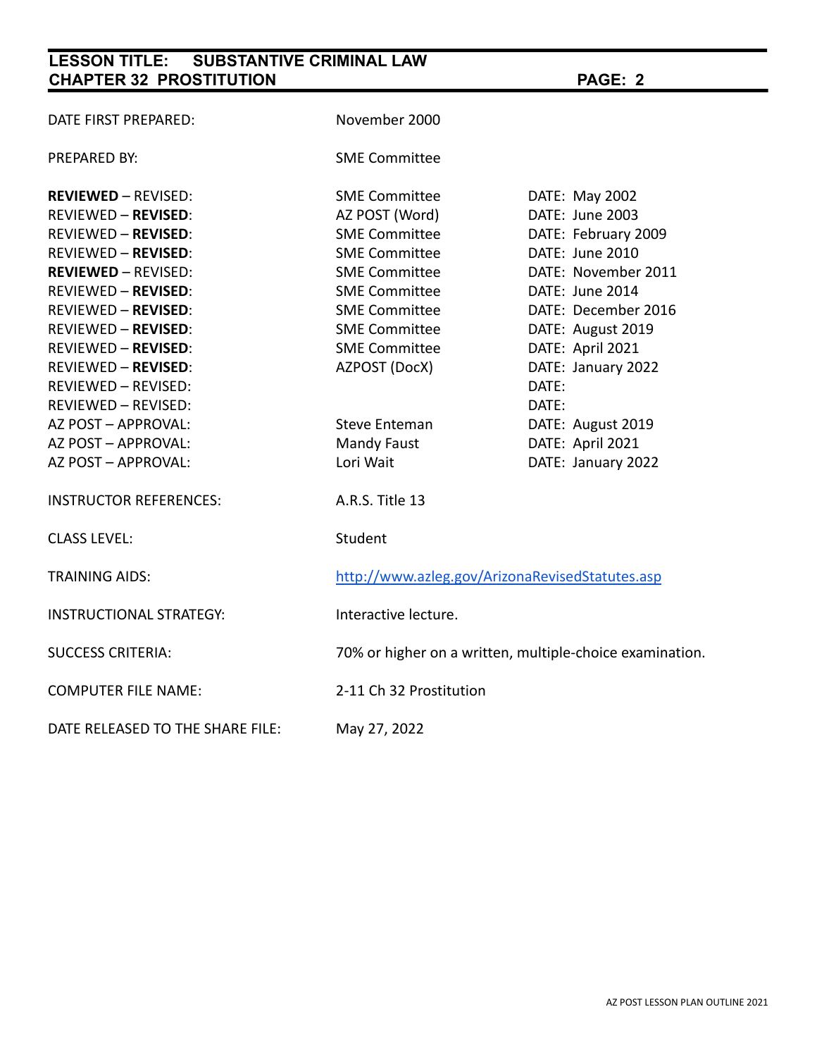| | | |
|---|---|---|
| DATE FIRST PREPARED: | November 2000 | |
| PREPARED BY: | SME Committee | |
| **REVIEWED** – REVISED: | SME Committee | DATE: May 2002 |
| REVIEWED – **REVISED**: | AZ POST (Word) | DATE: June 2003 |
| REVIEWED – **REVISED**: | SME Committee | DATE: February 2009 |
| REVIEWED – **REVISED**: | SME Committee | DATE: June 2010 |
| **REVIEWED** – REVISED: | SME Committee | DATE: November 2011 |
| REVIEWED – **REVISED**: | SME Committee | DATE: June 2014 |
| REVIEWED – **REVISED**: | SME Committee | DATE: December 2016 |
| REVIEWED – **REVISED**: | SME Committee | DATE: August 2019 |
| REVIEWED – **REVISED**: | SME Committee | DATE: April 2021 |
| REVIEWED – **REVISED**: | AZPOST (DocX) | DATE: January 2022 |
| REVIEWED – REVISED: | | DATE: |
| REVIEWED – REVISED: | | DATE: |
| AZ POST – APPROVAL: | Steve Enteman | DATE: August 2019 |
| AZ POST – APPROVAL: | Mandy Faust | DATE: April 2021 |
| AZ POST – APPROVAL: | Lori Wait | DATE: January 2022 |
| INSTRUCTOR REFERENCES: | A.R.S. Title 13 | |
| CLASS LEVEL: | Student | |
| TRAINING AIDS: | http://www.azleg.gov/ArizonaRevisedStatutes.asp | |
| INSTRUCTIONAL STRATEGY: | Interactive lecture. | |
| SUCCESS CRITERIA: | 70% or higher on a written, multiple-choice examination. | |
| COMPUTER FILE NAME: | 2-11 Ch 32 Prostitution | |
| DATE RELEASED TO THE SHARE FILE: | May 27, 2022 | |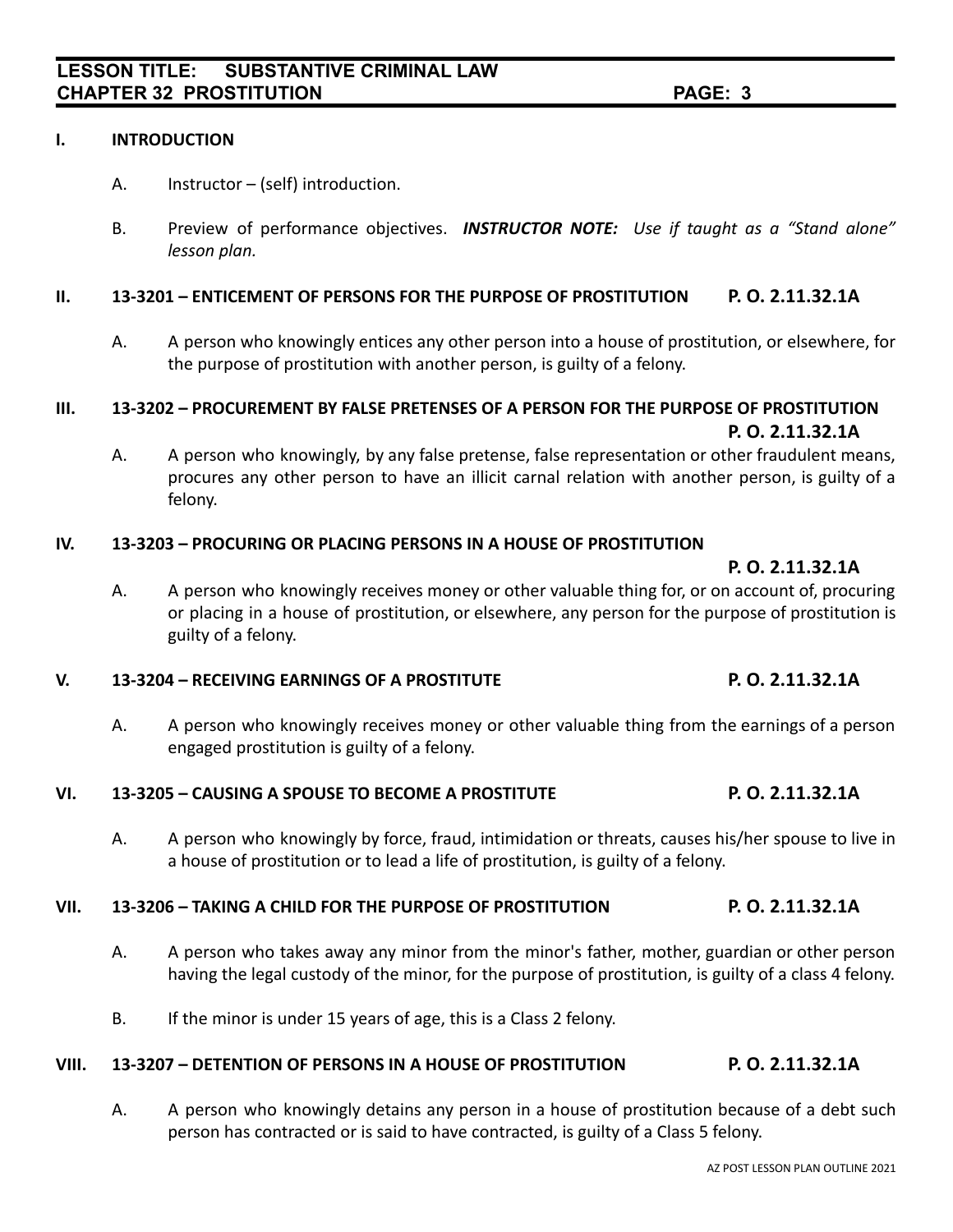## I. INTRODUCTION

A. Instructor – (self) introduction.

B. Preview of performance objectives. ***INSTRUCTOR NOTE:*** *Use if taught as a "Stand alone" lesson plan.*

## II. 13-3201 – ENTICEMENT OF PERSONS FOR THE PURPOSE OF PROSTITUTION **P. O. 2.11.32.1A**

A. A person who knowingly entices any other person into a house of prostitution, or elsewhere, for the purpose of prostitution with another person, is guilty of a felony.

## III. 13-3202 – PROCUREMENT BY FALSE PRETENSES OF A PERSON FOR THE PURPOSE OF PROSTITUTION **P. O. 2.11.32.1A**

A. A person who knowingly, by any false pretense, false representation or other fraudulent means, procures any other person to have an illicit carnal relation with another person, is guilty of a felony.

## IV. 13-3203 – PROCURING OR PLACING PERSONS IN A HOUSE OF PROSTITUTION **P. O. 2.11.32.1A**

A. A person who knowingly receives money or other valuable thing for, or on account of, procuring or placing in a house of prostitution, or elsewhere, any person for the purpose of prostitution is guilty of a felony.

## V. 13-3204 – RECEIVING EARNINGS OF A PROSTITUTE **P. O. 2.11.32.1A**

A. A person who knowingly receives money or other valuable thing from the earnings of a person engaged prostitution is guilty of a felony.

## VI. 13-3205 – CAUSING A SPOUSE TO BECOME A PROSTITUTE **P. O. 2.11.32.1A**

A. A person who knowingly by force, fraud, intimidation or threats, causes his/her spouse to live in a house of prostitution or to lead a life of prostitution, is guilty of a felony.

## VII. 13-3206 – TAKING A CHILD FOR THE PURPOSE OF PROSTITUTION **P. O. 2.11.32.1A**

A. A person who takes away any minor from the minor's father, mother, guardian or other person having the legal custody of the minor, for the purpose of prostitution, is guilty of a class 4 felony.

B. If the minor is under 15 years of age, this is a Class 2 felony.

## VIII. 13-3207 – DETENTION OF PERSONS IN A HOUSE OF PROSTITUTION **P. O. 2.11.32.1A**

A. A person who knowingly detains any person in a house of prostitution because of a debt such person has contracted or is said to have contracted, is guilty of a Class 5 felony.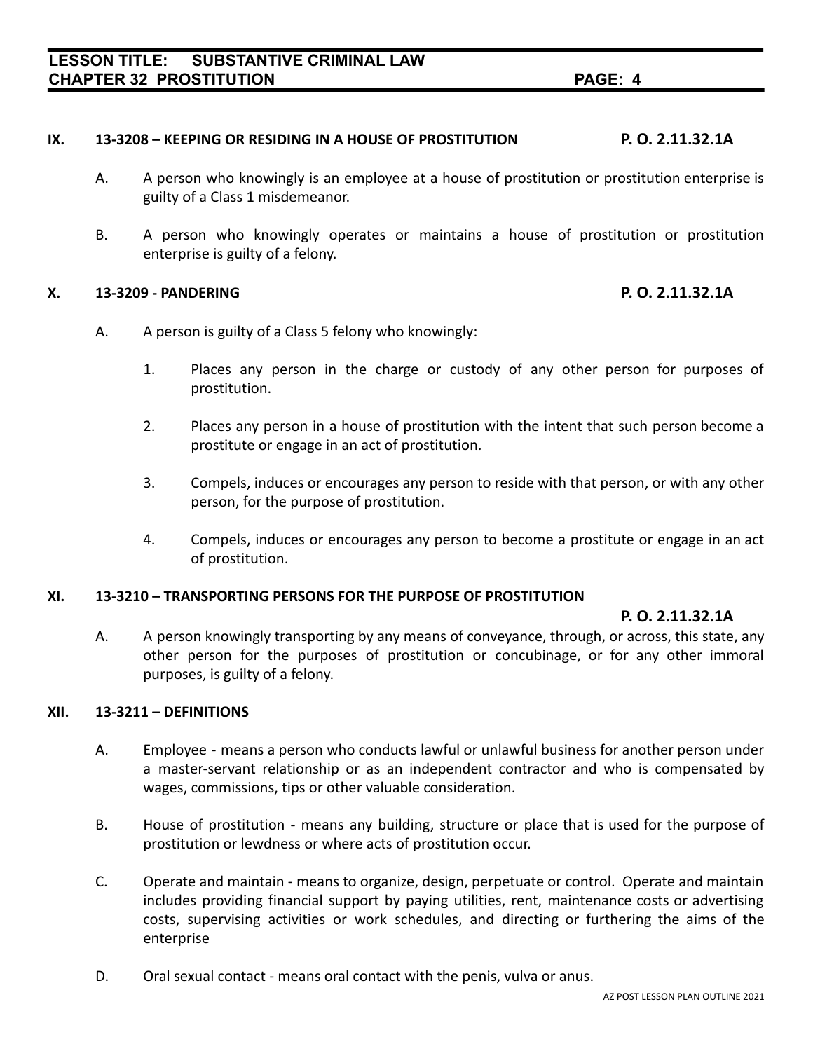## IX. 13-3208 – KEEPING OR RESIDING IN A HOUSE OF PROSTITUTION P. O. 2.11.32.1A

A. A person who knowingly is an employee at a house of prostitution or prostitution enterprise is guilty of a Class 1 misdemeanor.

B. A person who knowingly operates or maintains a house of prostitution or prostitution enterprise is guilty of a felony.

## X. 13-3209 - PANDERING P. O. 2.11.32.1A

A. A person is guilty of a Class 5 felony who knowingly:

1. Places any person in the charge or custody of any other person for purposes of prostitution.

2. Places any person in a house of prostitution with the intent that such person become a prostitute or engage in an act of prostitution.

3. Compels, induces or encourages any person to reside with that person, or with any other person, for the purpose of prostitution.

4. Compels, induces or encourages any person to become a prostitute or engage in an act of prostitution.

## XI. 13-3210 – TRANSPORTING PERSONS FOR THE PURPOSE OF PROSTITUTION P. O. 2.11.32.1A

A. A person knowingly transporting by any means of conveyance, through, or across, this state, any other person for the purposes of prostitution or concubinage, or for any other immoral purposes, is guilty of a felony.

## XII. 13-3211 – DEFINITIONS

A. Employee - means a person who conducts lawful or unlawful business for another person under a master-servant relationship or as an independent contractor and who is compensated by wages, commissions, tips or other valuable consideration.

B. House of prostitution - means any building, structure or place that is used for the purpose of prostitution or lewdness or where acts of prostitution occur.

C. Operate and maintain - means to organize, design, perpetuate or control. Operate and maintain includes providing financial support by paying utilities, rent, maintenance costs or advertising costs, supervising activities or work schedules, and directing or furthering the aims of the enterprise

D. Oral sexual contact - means oral contact with the penis, vulva or anus.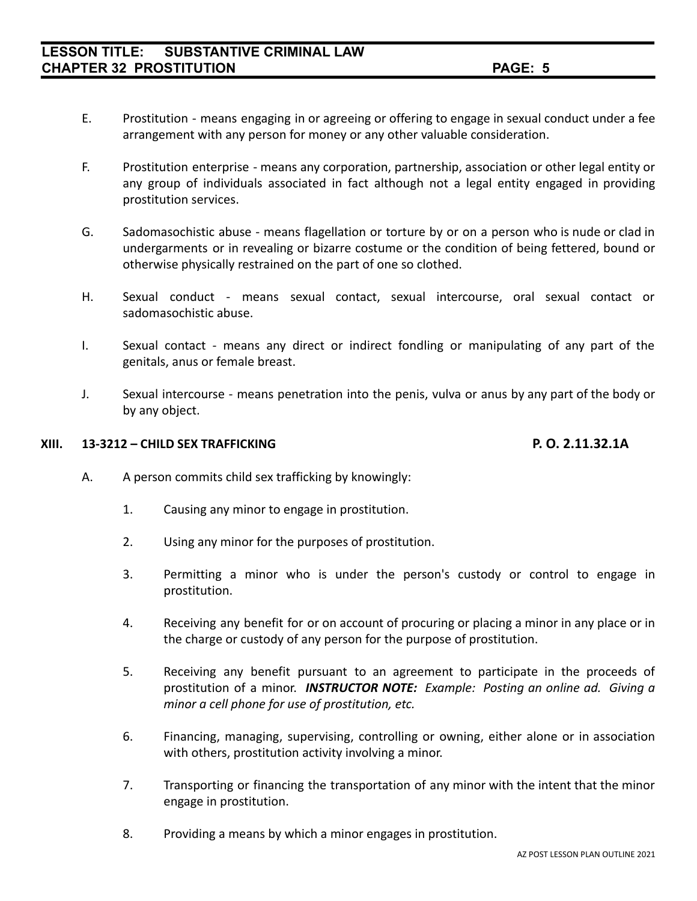E. Prostitution - means engaging in or agreeing or offering to engage in sexual conduct under a fee arrangement with any person for money or any other valuable consideration.

F. Prostitution enterprise - means any corporation, partnership, association or other legal entity or any group of individuals associated in fact although not a legal entity engaged in providing prostitution services.

G. Sadomasochistic abuse - means flagellation or torture by or on a person who is nude or clad in undergarments or in revealing or bizarre costume or the condition of being fettered, bound or otherwise physically restrained on the part of one so clothed.

H. Sexual conduct - means sexual contact, sexual intercourse, oral sexual contact or sadomasochistic abuse.

I. Sexual contact - means any direct or indirect fondling or manipulating of any part of the genitals, anus or female breast.

J. Sexual intercourse - means penetration into the penis, vulva or anus by any part of the body or by any object.

## XIII. 13-3212 – CHILD SEX TRAFFICKING — P. O. 2.11.32.1A

A. A person commits child sex trafficking by knowingly:

1. Causing any minor to engage in prostitution.

2. Using any minor for the purposes of prostitution.

3. Permitting a minor who is under the person's custody or control to engage in prostitution.

4. Receiving any benefit for or on account of procuring or placing a minor in any place or in the charge or custody of any person for the purpose of prostitution.

5. Receiving any benefit pursuant to an agreement to participate in the proceeds of prostitution of a minor. ***INSTRUCTOR NOTE:*** *Example: Posting an online ad. Giving a minor a cell phone for use of prostitution, etc.*

6. Financing, managing, supervising, controlling or owning, either alone or in association with others, prostitution activity involving a minor.

7. Transporting or financing the transportation of any minor with the intent that the minor engage in prostitution.

8. Providing a means by which a minor engages in prostitution.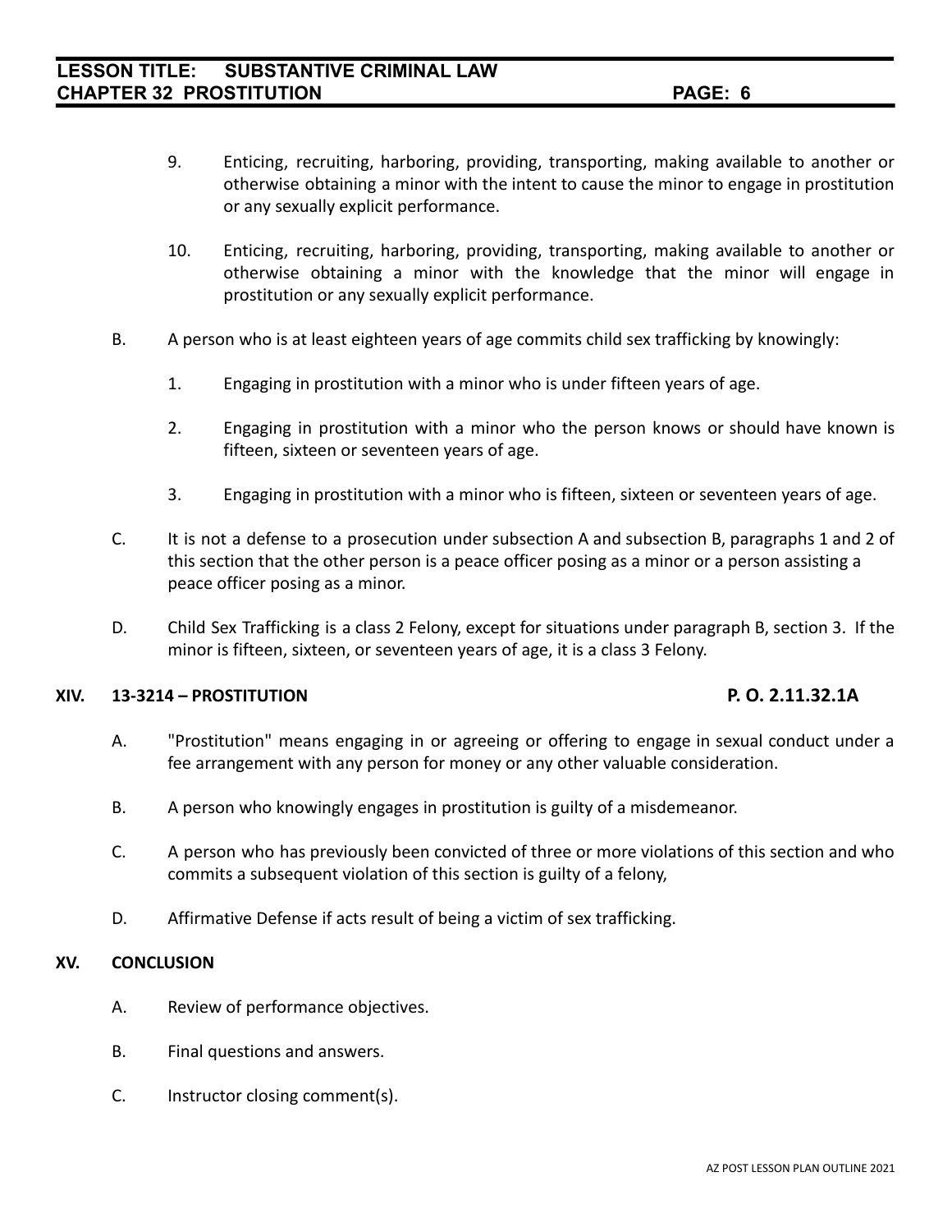9. Enticing, recruiting, harboring, providing, transporting, making available to another or otherwise obtaining a minor with the intent to cause the minor to engage in prostitution or any sexually explicit performance.

10. Enticing, recruiting, harboring, providing, transporting, making available to another or otherwise obtaining a minor with the knowledge that the minor will engage in prostitution or any sexually explicit performance.

B. A person who is at least eighteen years of age commits child sex trafficking by knowingly:

   1. Engaging in prostitution with a minor who is under fifteen years of age.

   2. Engaging in prostitution with a minor who the person knows or should have known is fifteen, sixteen or seventeen years of age.

   3. Engaging in prostitution with a minor who is fifteen, sixteen or seventeen years of age.

C. It is not a defense to a prosecution under subsection A and subsection B, paragraphs 1 and 2 of this section that the other person is a peace officer posing as a minor or a person assisting a peace officer posing as a minor.

D. Child Sex Trafficking is a class 2 Felony, except for situations under paragraph B, section 3. If the minor is fifteen, sixteen, or seventeen years of age, it is a class 3 Felony.

## XIV. 13-3214 – PROSTITUTION **P. O. 2.11.32.1A**

A. "Prostitution" means engaging in or agreeing or offering to engage in sexual conduct under a fee arrangement with any person for money or any other valuable consideration.

B. A person who knowingly engages in prostitution is guilty of a misdemeanor.

C. A person who has previously been convicted of three or more violations of this section and who commits a subsequent violation of this section is guilty of a felony,

D. Affirmative Defense if acts result of being a victim of sex trafficking.

## XV. CONCLUSION

A. Review of performance objectives.

B. Final questions and answers.

C. Instructor closing comment(s).